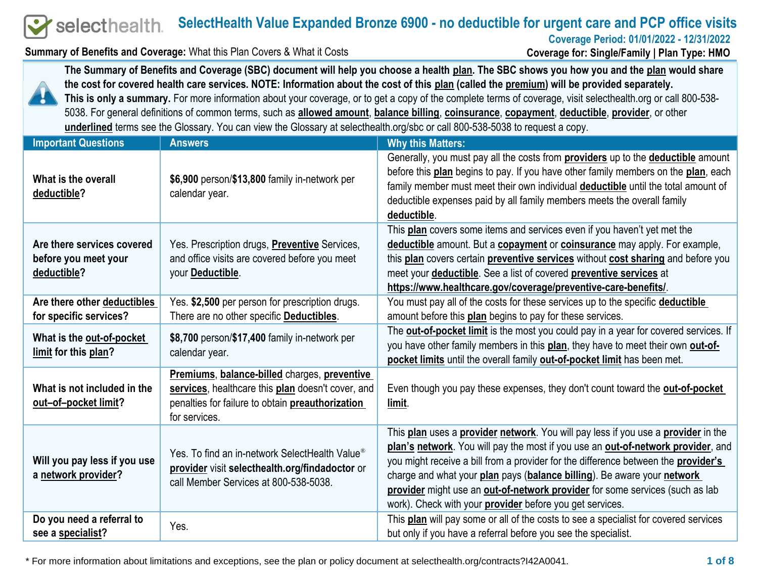# SelectHealth Value Expanded Bronze 6900 - no deductible for urgent care and PCP office visits

**Coverage Period: 01/01/2022 - 12/31/2022**

**Summary of Benefits and Coverage:** What this Plan Covers & What it Costs

**Coverage for: Single/Family | Plan Type: HMO**

**The Summary of Benefits and Coverage (SBC) document will help you choose a health plan. The SBC shows you how you and the plan would share the cost for covered health care services. NOTE: Information about the cost of this plan (called the premium) will be provided separately.**
**This is only a summary.** For more information about your coverage, or to get a copy of the complete terms of coverage, visit selecthealth.org or call 800-538-5038. For general definitions of common terms, such as **allowed amount**, **balance billing**, **coinsurance**, **copayment**, **deductible**, **provider**, or other **underlined** terms see the Glossary. You can view the Glossary at selecthealth.org/sbc or call 800-538-5038 to request a copy.

| Important Questions | Answers | Why this Matters: |
|---|---|---|
| **What is the overall deductible?** | **$6,900** person/**$13,800** family in-network per calendar year. | Generally, you must pay all the costs from **providers** up to the **deductible** amount before this **plan** begins to pay. If you have other family members on the **plan**, each family member must meet their own individual **deductible** until the total amount of deductible expenses paid by all family members meets the overall family **deductible**. |
| **Are there services covered before you meet your deductible?** | Yes. Prescription drugs, **Preventive** Services, and office visits are covered before you meet your **Deductible**. | This **plan** covers some items and services even if you haven't yet met the **deductible** amount. But a **copayment** or **coinsurance** may apply. For example, this **plan** covers certain **preventive services** without **cost sharing** and before you meet your **deductible**. See a list of covered **preventive services** at **https://www.healthcare.gov/coverage/preventive-care-benefits/**. |
| **Are there other deductibles for specific services?** | Yes. **$2,500** per person for prescription drugs. There are no other specific **Deductibles**. | You must pay all of the costs for these services up to the specific **deductible** amount before this **plan** begins to pay for these services. |
| **What is the out-of-pocket limit for this plan?** | **$8,700** person/**$17,400** family in-network per calendar year. | The **out-of-pocket limit** is the most you could pay in a year for covered services. If you have other family members in this **plan**, they have to meet their own **out-of-pocket limits** until the overall family **out-of-pocket limit** has been met. |
| **What is not included in the out–of–pocket limit?** | **Premiums**, **balance-billed** charges, **preventive services**, healthcare this **plan** doesn't cover, and penalties for failure to obtain **preauthorization** for services. | Even though you pay these expenses, they don't count toward the **out-of-pocket limit**. |
| **Will you pay less if you use a network provider?** | Yes. To find an in-network SelectHealth Value® **provider** visit **selecthealth.org/findadoctor** or call Member Services at 800-538-5038. | This **plan** uses a **provider network**. You will pay less if you use a **provider** in the **plan's network**. You will pay the most if you use an **out-of-network provider**, and you might receive a bill from a provider for the difference between the **provider's** charge and what your **plan** pays (**balance billing**). Be aware your **network provider** might use an **out-of-network provider** for some services (such as lab work). Check with your **provider** before you get services. |
| **Do you need a referral to see a specialist?** | Yes. | This **plan** will pay some or all of the costs to see a specialist for covered services but only if you have a referral before you see the specialist. |

\* For more information about limitations and exceptions, see the plan or policy document at selecthealth.org/contracts?I42A0041.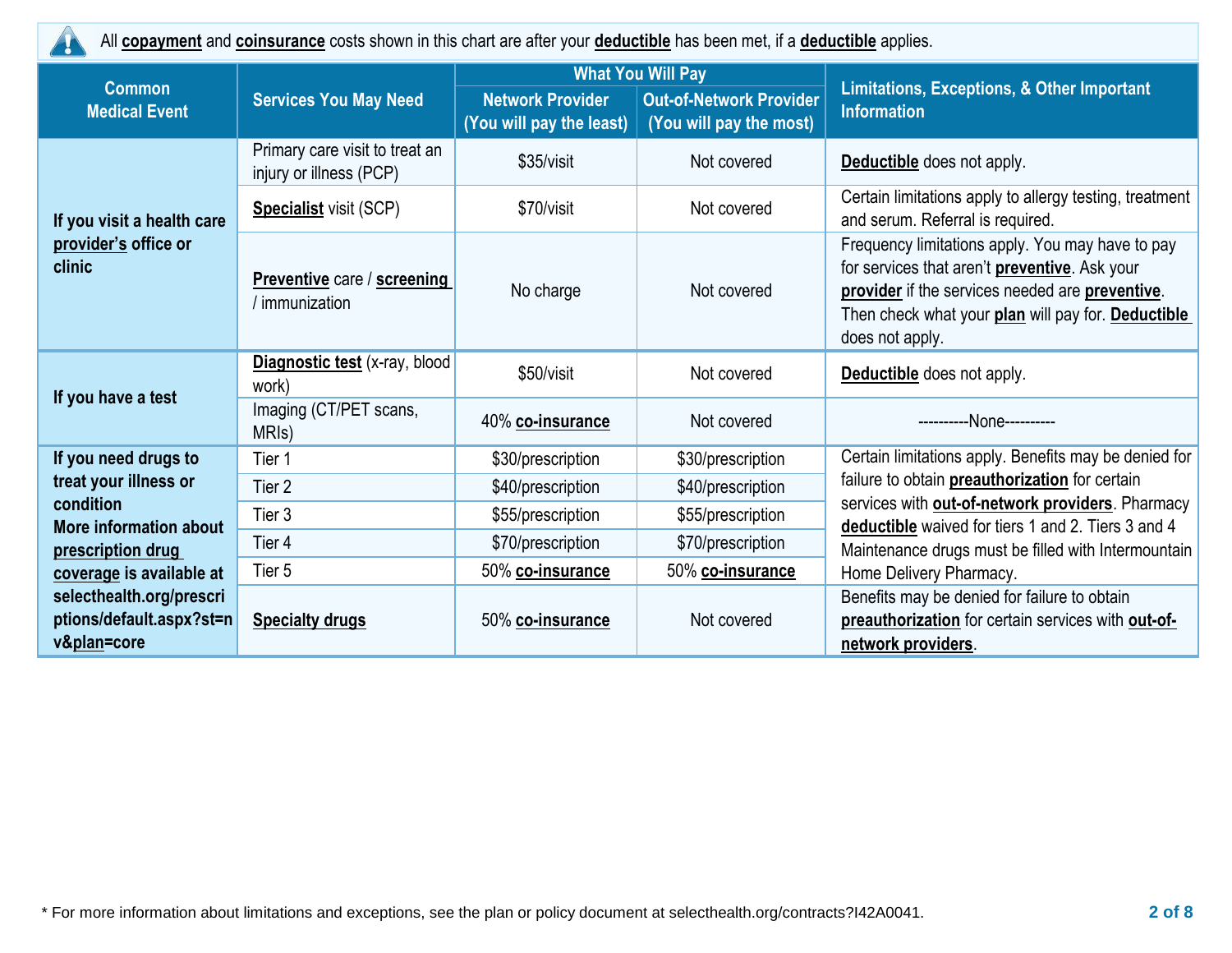All **copayment** and **coinsurance** costs shown in this chart are after your **deductible** has been met, if a **deductible** applies.

| Common Medical Event | Services You May Need | What You Will Pay | | Limitations, Exceptions, & Other Important Information |
|---|---|---|---|---|
| | | Network Provider (You will pay the least) | Out-of-Network Provider (You will pay the most) | |
| If you visit a health care **provider's** office or clinic | Primary care visit to treat an injury or illness (PCP) | $35/visit | Not covered | **Deductible** does not apply. |
| | **Specialist** visit (SCP) | $70/visit | Not covered | Certain limitations apply to allergy testing, treatment and serum. Referral is required. |
| | **Preventive** care / **screening** / immunization | No charge | Not covered | Frequency limitations apply. You may have to pay for services that aren't **preventive**. Ask your **provider** if the services needed are **preventive**. Then check what your **plan** will pay for. **Deductible** does not apply. |
| If you have a test | **Diagnostic test** (x-ray, blood work) | $50/visit | Not covered | **Deductible** does not apply. |
| | Imaging (CT/PET scans, MRIs) | 40% **co-insurance** | Not covered | ----------None---------- |
| If you need drugs to treat your illness or condition More information about **prescription drug coverage** is available at selecthealth.org/prescriptions/default.aspx?st=nv&**plan**=core | Tier 1 | $30/prescription | $30/prescription | Certain limitations apply. Benefits may be denied for failure to obtain **preauthorization** for certain services with **out-of-network providers**. Pharmacy **deductible** waived for tiers 1 and 2. Tiers 3 and 4 Maintenance drugs must be filled with Intermountain Home Delivery Pharmacy. |
| | Tier 2 | $40/prescription | $40/prescription | |
| | Tier 3 | $55/prescription | $55/prescription | |
| | Tier 4 | $70/prescription | $70/prescription | |
| | Tier 5 | 50% **co-insurance** | 50% **co-insurance** | |
| | **Specialty drugs** | 50% **co-insurance** | Not covered | Benefits may be denied for failure to obtain **preauthorization** for certain services with **out-of-network providers**. |

* For more information about limitations and exceptions, see the plan or policy document at selecthealth.org/contracts?I42A0041.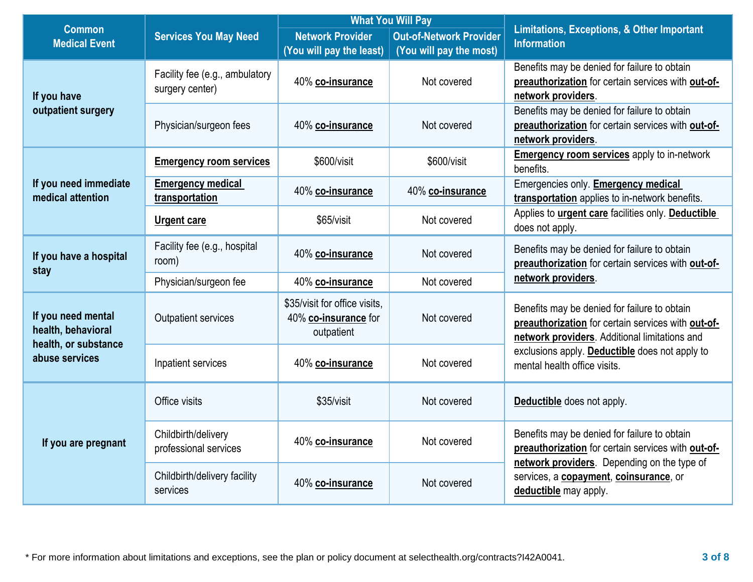| Common Medical Event | Services You May Need | What You Will Pay | | Limitations, Exceptions, & Other Important Information |
|---|---|---|---|---|
| | | Network Provider (You will pay the least) | Out-of-Network Provider (You will pay the most) | |
| If you have outpatient surgery | Facility fee (e.g., ambulatory surgery center) | 40% **co-insurance** | Not covered | Benefits may be denied for failure to obtain **preauthorization** for certain services with **out-of-network providers**. |
| | Physician/surgeon fees | 40% **co-insurance** | Not covered | Benefits may be denied for failure to obtain **preauthorization** for certain services with **out-of-network providers**. |
| If you need immediate medical attention | **Emergency room services** | $600/visit | $600/visit | **Emergency room services** apply to in-network benefits. |
| | **Emergency medical transportation** | 40% **co-insurance** | 40% **co-insurance** | Emergencies only. **Emergency medical transportation** applies to in-network benefits. |
| | **Urgent care** | $65/visit | Not covered | Applies to **urgent care** facilities only. **Deductible** does not apply. |
| If you have a hospital stay | Facility fee (e.g., hospital room) | 40% **co-insurance** | Not covered | Benefits may be denied for failure to obtain **preauthorization** for certain services with **out-of-network providers**. |
| | Physician/surgeon fee | 40% **co-insurance** | Not covered | |
| If you need mental health, behavioral health, or substance abuse services | Outpatient services | $35/visit for office visits, 40% **co-insurance** for outpatient | Not covered | Benefits may be denied for failure to obtain **preauthorization** for certain services with **out-of-network providers**. Additional limitations and exclusions apply. **Deductible** does not apply to mental health office visits. |
| | Inpatient services | 40% **co-insurance** | Not covered | |
| If you are pregnant | Office visits | $35/visit | Not covered | **Deductible** does not apply. |
| | Childbirth/delivery professional services | 40% **co-insurance** | Not covered | Benefits may be denied for failure to obtain **preauthorization** for certain services with **out-of-network providers**. Depending on the type of services, a **copayment**, **coinsurance**, or **deductible** may apply. |
| | Childbirth/delivery facility services | 40% **co-insurance** | Not covered | |

* For more information about limitations and exceptions, see the plan or policy document at selecthealth.org/contracts?I42A0041.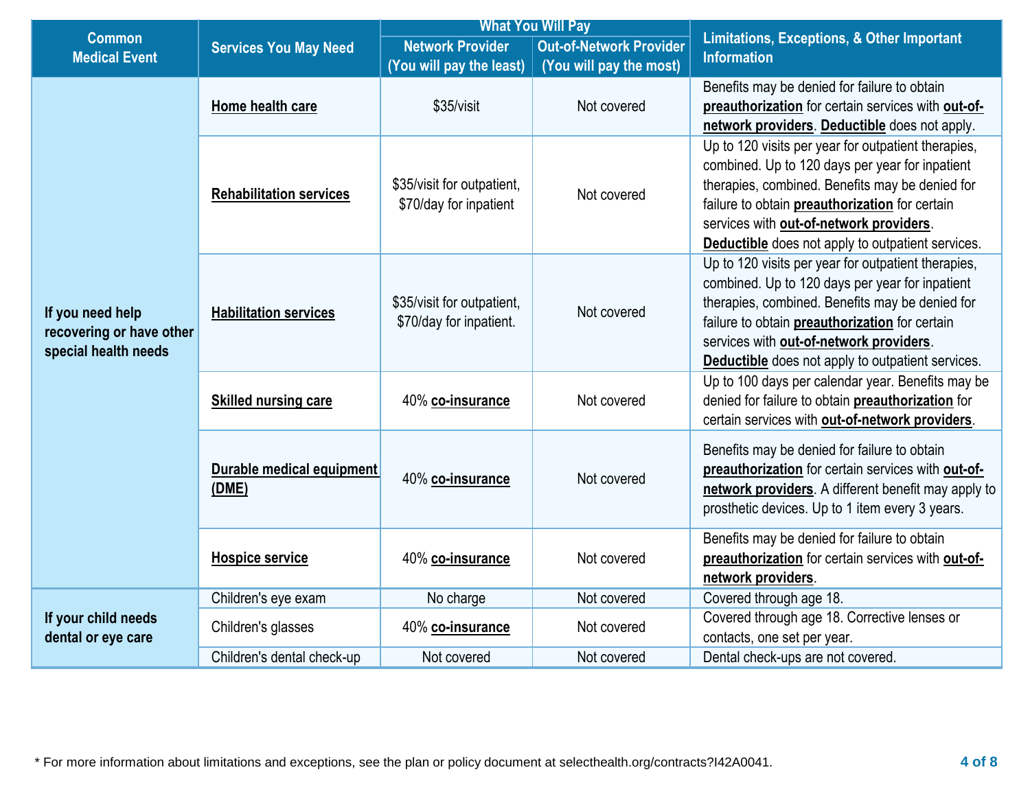| Common Medical Event | Services You May Need | What You Will Pay | | Limitations, Exceptions, & Other Important Information |
|---|---|---|---|---|
| | | Network Provider (You will pay the least) | Out-of-Network Provider (You will pay the most) | |
| If you need help recovering or have other special health needs | **Home health care** | $35/visit | Not covered | Benefits may be denied for failure to obtain **preauthorization** for certain services with **out-of-network providers**. **Deductible** does not apply. |
| | **Rehabilitation services** | $35/visit for outpatient, $70/day for inpatient | Not covered | Up to 120 visits per year for outpatient therapies, combined. Up to 120 days per year for inpatient therapies, combined. Benefits may be denied for failure to obtain **preauthorization** for certain services with **out-of-network providers**. **Deductible** does not apply to outpatient services. |
| | **Habilitation services** | $35/visit for outpatient, $70/day for inpatient. | Not covered | Up to 120 visits per year for outpatient therapies, combined. Up to 120 days per year for inpatient therapies, combined. Benefits may be denied for failure to obtain **preauthorization** for certain services with **out-of-network providers**. **Deductible** does not apply to outpatient services. |
| | **Skilled nursing care** | 40% **co-insurance** | Not covered | Up to 100 days per calendar year. Benefits may be denied for failure to obtain **preauthorization** for certain services with **out-of-network providers**. |
| | **Durable medical equipment (DME)** | 40% **co-insurance** | Not covered | Benefits may be denied for failure to obtain **preauthorization** for certain services with **out-of-network providers**. A different benefit may apply to prosthetic devices. Up to 1 item every 3 years. |
| | **Hospice service** | 40% **co-insurance** | Not covered | Benefits may be denied for failure to obtain **preauthorization** for certain services with **out-of-network providers**. |
| If your child needs dental or eye care | Children's eye exam | No charge | Not covered | Covered through age 18. |
| | Children's glasses | 40% **co-insurance** | Not covered | Covered through age 18. Corrective lenses or contacts, one set per year. |
| | Children's dental check-up | Not covered | Not covered | Dental check-ups are not covered. |

* For more information about limitations and exceptions, see the plan or policy document at selecthealth.org/contracts?I42A0041.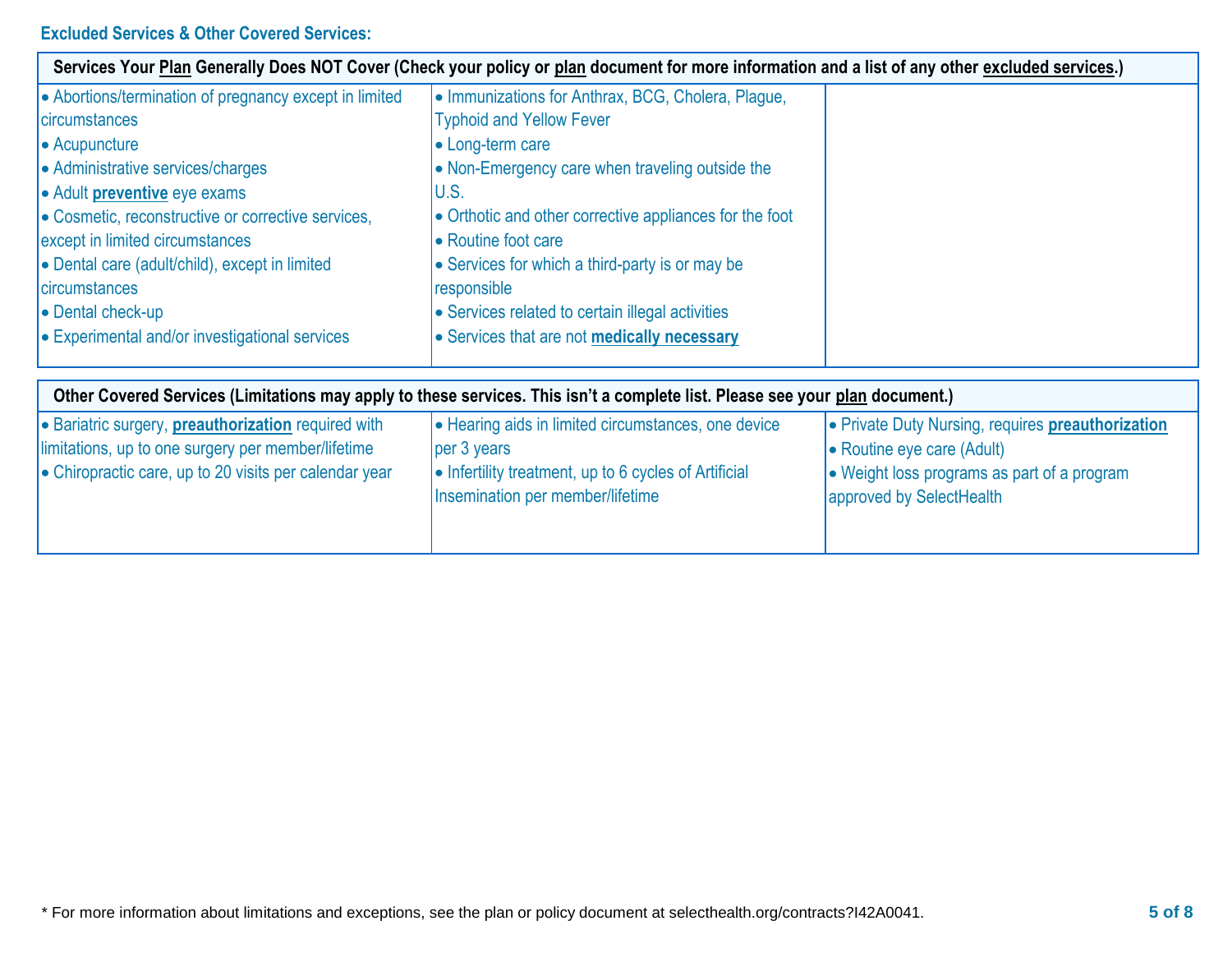## Excluded Services & Other Covered Services:

| Services Your Plan Generally Does NOT Cover (Check your policy or plan document for more information and a list of any other excluded services.) | | |
|---|---|---|
| • Abortions/termination of pregnancy except in limited circumstances<br>• Acupuncture<br>• Administrative services/charges<br>• Adult **preventive** eye exams<br>• Cosmetic, reconstructive or corrective services, except in limited circumstances<br>• Dental care (adult/child), except in limited circumstances<br>• Dental check-up<br>• Experimental and/or investigational services | • Immunizations for Anthrax, BCG, Cholera, Plague, Typhoid and Yellow Fever<br>• Long-term care<br>• Non-Emergency care when traveling outside the U.S.<br>• Orthotic and other corrective appliances for the foot<br>• Routine foot care<br>• Services for which a third-party is or may be responsible<br>• Services related to certain illegal activities<br>• Services that are not **medically necessary** | |

| Other Covered Services (Limitations may apply to these services. This isn't a complete list. Please see your plan document.) | | |
|---|---|---|
| • Bariatric surgery, **preauthorization** required with limitations, up to one surgery per member/lifetime<br>• Chiropractic care, up to 20 visits per calendar year | • Hearing aids in limited circumstances, one device per 3 years<br>• Infertility treatment, up to 6 cycles of Artificial Insemination per member/lifetime | • Private Duty Nursing, requires **preauthorization**<br>• Routine eye care (Adult)<br>• Weight loss programs as part of a program approved by SelectHealth |

* For more information about limitations and exceptions, see the plan or policy document at selecthealth.org/contracts?I42A0041.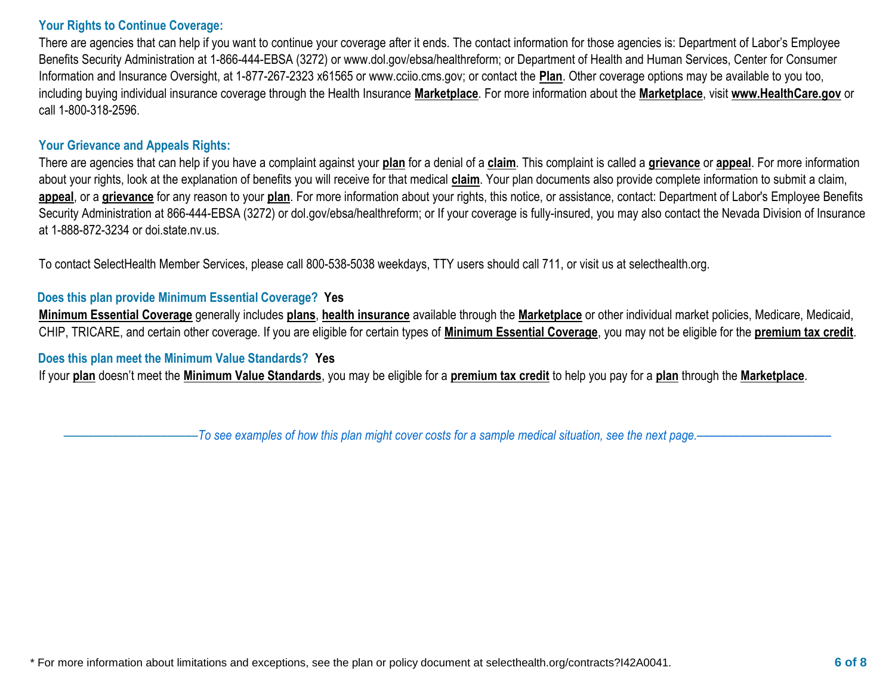### Your Rights to Continue Coverage:

There are agencies that can help if you want to continue your coverage after it ends. The contact information for those agencies is: Department of Labor's Employee Benefits Security Administration at 1-866-444-EBSA (3272) or www.dol.gov/ebsa/healthreform; or Department of Health and Human Services, Center for Consumer Information and Insurance Oversight, at 1-877-267-2323 x61565 or www.cciio.cms.gov; or contact the **Plan**. Other coverage options may be available to you too, including buying individual insurance coverage through the Health Insurance **Marketplace**. For more information about the **Marketplace**, visit **www.HealthCare.gov** or call 1-800-318-2596.

### Your Grievance and Appeals Rights:

There are agencies that can help if you have a complaint against your **plan** for a denial of a **claim**. This complaint is called a **grievance** or **appeal**. For more information about your rights, look at the explanation of benefits you will receive for that medical **claim**. Your plan documents also provide complete information to submit a claim, **appeal**, or a **grievance** for any reason to your **plan**. For more information about your rights, this notice, or assistance, contact: Department of Labor's Employee Benefits Security Administration at 866-444-EBSA (3272) or dol.gov/ebsa/healthreform; or If your coverage is fully-insured, you may also contact the Nevada Division of Insurance at 1-888-872-3234 or doi.state.nv.us.

To contact SelectHealth Member Services, please call 800-538-5038 weekdays, TTY users should call 711, or visit us at selecthealth.org.

### Does this plan provide Minimum Essential Coverage? Yes

**Minimum Essential Coverage** generally includes **plans**, **health insurance** available through the **Marketplace** or other individual market policies, Medicare, Medicaid, CHIP, TRICARE, and certain other coverage. If you are eligible for certain types of **Minimum Essential Coverage**, you may not be eligible for the **premium tax credit**.

### Does this plan meet the Minimum Value Standards? Yes

If your **plan** doesn't meet the **Minimum Value Standards**, you may be eligible for a **premium tax credit** to help you pay for a **plan** through the **Marketplace**.

*——————————To see examples of how this plan might cover costs for a sample medical situation, see the next page.——————————*

* For more information about limitations and exceptions, see the plan or policy document at selecthealth.org/contracts?I42A0041.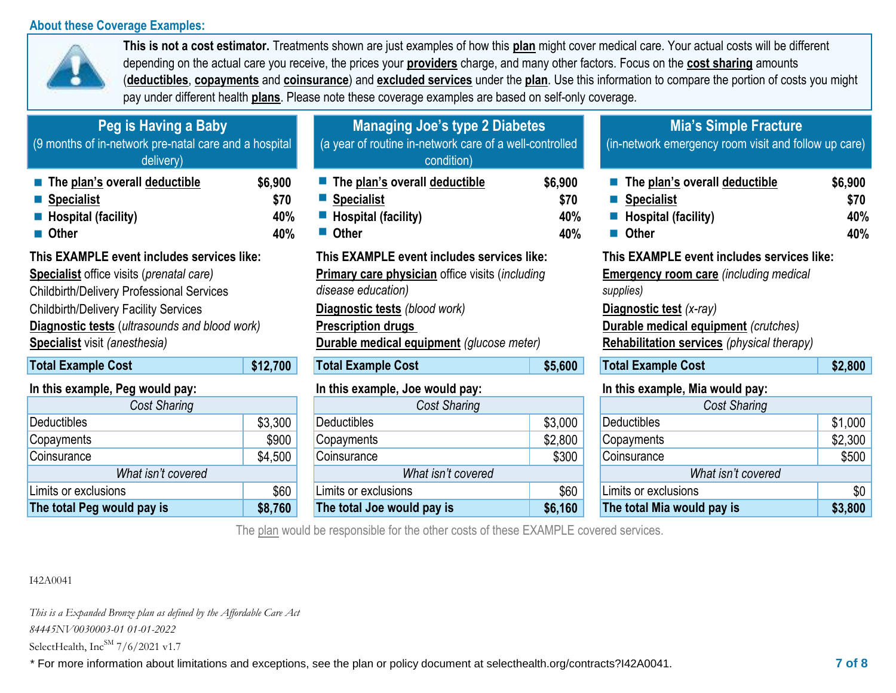### About these Coverage Examples:

**This is not a cost estimator.** Treatments shown are just examples of how this **plan** might cover medical care. Your actual costs will be different depending on the actual care you receive, the prices your **providers** charge, and many other factors. Focus on the **cost sharing** amounts (**deductibles**, **copayments** and **coinsurance**) and **excluded services** under the **plan**. Use this information to compare the portion of costs you might pay under different health **plans**. Please note these coverage examples are based on self-only coverage.

## Peg is Having a Baby
(9 months of in-network pre-natal care and a hospital delivery)

- **The plan's overall deductible** — **$6,900**
- **Specialist** — **$70**
- **Hospital (facility)** — **40%**
- **Other** — **40%**

**This EXAMPLE event includes services like:**
**Specialist** office visits (*prenatal care)*
Childbirth/Delivery Professional Services
Childbirth/Delivery Facility Services
**Diagnostic tests** (*ultrasounds and blood work)*
**Specialist** visit *(anesthesia)*

| **Total Example Cost** | **$12,700** |
|---|---|

**In this example, Peg would pay:**

| *Cost Sharing* | |
|---|---|
| Deductibles | $3,300 |
| Copayments | $900 |
| Coinsurance | $4,500 |
| *What isn't covered* | |
| Limits or exclusions | $60 |
| **The total Peg would pay is** | **$8,760** |

## Managing Joe's type 2 Diabetes
(a year of routine in-network care of a well-controlled condition)

- **The plan's overall deductible** — **$6,900**
- **Specialist** — **$70**
- **Hospital (facility)** — **40%**
- **Other** — **40%**

**This EXAMPLE event includes services like:**
**Primary care physician** office visits (*including disease education)*
**Diagnostic tests** *(blood work)*
**Prescription drugs**
**Durable medical equipment** *(glucose meter)*

| **Total Example Cost** | **$5,600** |
|---|---|

**In this example, Joe would pay:**

| *Cost Sharing* | |
|---|---|
| Deductibles | $3,000 |
| Copayments | $2,800 |
| Coinsurance | $300 |
| *What isn't covered* | |
| Limits or exclusions | $60 |
| **The total Joe would pay is** | **$6,160** |

## Mia's Simple Fracture
(in-network emergency room visit and follow up care)

- **The plan's overall deductible** — **$6,900**
- **Specialist** — **$70**
- **Hospital (facility)** — **40%**
- **Other** — **40%**

**This EXAMPLE event includes services like:**
**Emergency room care** *(including medical supplies)*
**Diagnostic test** *(x-ray)*
**Durable medical equipment** *(crutches)*
**Rehabilitation services** *(physical therapy)*

| **Total Example Cost** | **$2,800** |
|---|---|

**In this example, Mia would pay:**

| *Cost Sharing* | |
|---|---|
| Deductibles | $1,000 |
| Copayments | $2,300 |
| Coinsurance | $500 |
| *What isn't covered* | |
| Limits or exclusions | $0 |
| **The total Mia would pay is** | **$3,800** |

The plan would be responsible for the other costs of these EXAMPLE covered services.

I42A0041

*This is a Expanded Bronze plan as defined by the Affordable Care Act*
*84445NV0030003-01 01-01-2022*
SelectHealth, Inc[SM] 7/6/2021 v1.7

* For more information about limitations and exceptions, see the plan or policy document at selecthealth.org/contracts?I42A0041.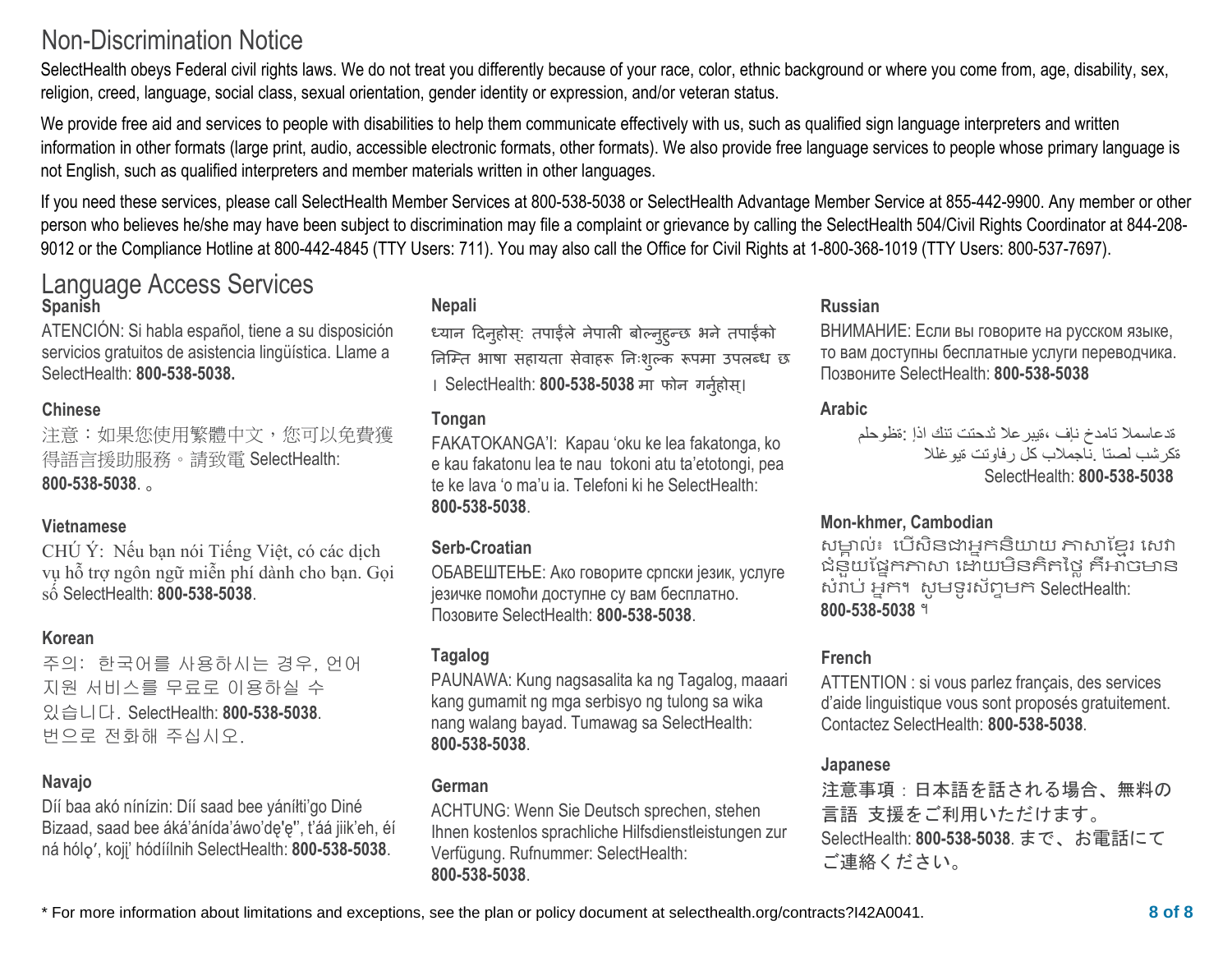# Non-Discrimination Notice

SelectHealth obeys Federal civil rights laws. We do not treat you differently because of your race, color, ethnic background or where you come from, age, disability, sex, religion, creed, language, social class, sexual orientation, gender identity or expression, and/or veteran status.

We provide free aid and services to people with disabilities to help them communicate effectively with us, such as qualified sign language interpreters and written information in other formats (large print, audio, accessible electronic formats, other formats). We also provide free language services to people whose primary language is not English, such as qualified interpreters and member materials written in other languages.

If you need these services, please call SelectHealth Member Services at 800-538-5038 or SelectHealth Advantage Member Service at 855-442-9900. Any member or other person who believes he/she may have been subject to discrimination may file a complaint or grievance by calling the SelectHealth 504/Civil Rights Coordinator at 844-208-9012 or the Compliance Hotline at 800-442-4845 (TTY Users: 711). You may also call the Office for Civil Rights at 1-800-368-1019 (TTY Users: 800-537-7697).

# Language Access Services

### Spanish

ATENCIÓN: Si habla español, tiene a su disposición servicios gratuitos de asistencia lingüística. Llame a SelectHealth: **800-538-5038.**

### Chinese

注意：如果您使用繁體中文，您可以免費獲得語言援助服務。請致電 SelectHealth: **800-538-5038**. 。

### Vietnamese

CHÚ Ý: Nếu bạn nói Tiếng Việt, có các dịch vụ hỗ trợ ngôn ngữ miễn phí dành cho bạn. Gọi số SelectHealth: **800-538-5038**.

### Korean

주의: 한국어를 사용하시는 경우, 언어 지원 서비스를 무료로 이용하실 수 있습니다. SelectHealth: **800-538-5038**. 번으로 전화해 주십시오.

### Navajo

Díí baa akó nínízin: Díí saad bee yáníłti'go Diné Bizaad, saad bee áká'ánída'áwo'dę́ę́'', t'áá jiik'eh, éí ná hólǫ́, kojį' hódíílnih SelectHealth: **800-538-5038**.

### Nepali

ध्यान दिनुहोस्: तपाईंले नेपाली बोल्नुहुन्छ भने तपाईंको निम्ति भाषा सहायता सेवाहरू निःशुल्क रूपमा उपलब्ध छ । SelectHealth: **800-538-5038** मा फोन गर्नुहोस्।

### Tongan

FAKATOKANGA'I: Kapau 'oku ke lea fakatonga, ko e kau fakatonu lea te nau tokoni atu ta'etotongi, pea te ke lava 'o ma'u ia. Telefoni ki he SelectHealth: **800-538-5038**.

### Serb-Croatian

ОБАВЕШТЕЊЕ: Ако говорите српски језик, услуге језичке помоћи доступне су вам бесплатно. Позовите SelectHealth: **800-538-5038**.

### Tagalog

PAUNAWA: Kung nagsasalita ka ng Tagalog, maaari kang gumamit ng mga serbisyo ng tulong sa wika nang walang bayad. Tumawag sa SelectHealth: **800-538-5038**.

### German

ACHTUNG: Wenn Sie Deutsch sprechen, stehen Ihnen kostenlos sprachliche Hilfsdienstleistungen zur Verfügung. Rufnummer: SelectHealth: **800-538-5038**.

### Russian

ВНИМАНИЕ: Если вы говорите на русском языке, то вам доступны бесплатные услуги переводчика. Позвоните SelectHealth: **800-538-5038**

### Arabic

ملحوظة: إذا كنت تتحدث العربية، فإن خدمات المساعدة اللغوية تتوافر لك بالمجان. اتصل برقم SelectHealth: **800-538-5038**

### Mon-khmer, Cambodian

សម្គាល់៖ បើសិនជាអ្នកនិយាយ ភាសាខ្មែរ សេវាជំនួយផ្នែកភាសា ដោយមិនគិតថ្លៃ គឺអាចមានសំរាប់ អ្នក។ សូមទូរស័ព្ទមក SelectHealth: **800-538-5038** ។

### French

ATTENTION : si vous parlez français, des services d'aide linguistique vous sont proposés gratuitement. Contactez SelectHealth: **800-538-5038**.

### Japanese

注意事項：日本語を話される場合、無料の言語 支援をご利用いただけます。SelectHealth: **800-538-5038**. まで、お電話にてご連絡ください。

* For more information about limitations and exceptions, see the plan or policy document at selecthealth.org/contracts?I42A0041.